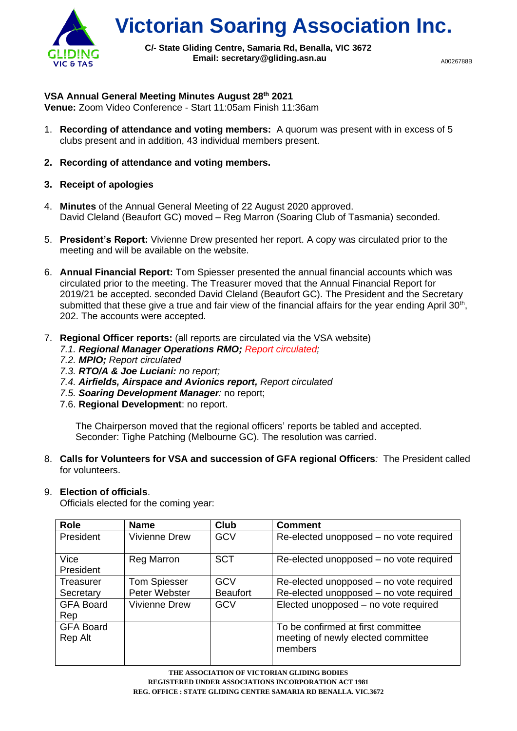# Victorian Soaring Association Inc.

**C/- State Gliding Centre, Samaria Rd, Benalla, VIC 3672**
**Email: secretary@gliding.asn.au**

A0026788B

**VSA Annual General Meeting Minutes August 28th 2021**
**Venue:** Zoom Video Conference - Start 11:05am Finish 11:36am

1. **Recording of attendance and voting members:** A quorum was present with in excess of 5 clubs present and in addition, 43 individual members present.

2. **Recording of attendance and voting members.**

3. **Receipt of apologies**

4. **Minutes** of the Annual General Meeting of 22 August 2020 approved.
   David Cleland (Beaufort GC) moved – Reg Marron (Soaring Club of Tasmania) seconded.

5. **President's Report:** Vivienne Drew presented her report. A copy was circulated prior to the meeting and will be available on the website.

6. **Annual Financial Report:** Tom Spiesser presented the annual financial accounts which was circulated prior to the meeting. The Treasurer moved that the Annual Financial Report for 2019/21 be accepted. seconded David Cleland (Beaufort GC). The President and the Secretary submitted that these give a true and fair view of the financial affairs for the year ending April 30th, 202. The accounts were accepted.

7. **Regional Officer reports:** (all reports are circulated via the VSA website)
   7.1. ***Regional Manager Operations RMO;*** *Report circulated;*
   7.2. ***MPIO;*** *Report circulated*
   7.3. ***RTO/A & Joe Luciani:*** *no report;*
   7.4. ***Airfields, Airspace and Avionics report,*** *Report circulated*
   7.5. ***Soaring Development Manager****:* no report;
   7.6. **Regional Development**: no report.

   The Chairperson moved that the regional officers' reports be tabled and accepted. Seconder: Tighe Patching (Melbourne GC). The resolution was carried.

8. **Calls for Volunteers for VSA and succession of GFA regional Officers***:* The President called for volunteers.

9. **Election of officials**.
   Officials elected for the coming year:

| Role | Name | Club | Comment |
|---|---|---|---|
| President | Vivienne Drew | GCV | Re-elected unopposed – no vote required |
| Vice President | Reg Marron | SCT | Re-elected unopposed – no vote required |
| Treasurer | Tom Spiesser | GCV | Re-elected unopposed – no vote required |
| Secretary | Peter Webster | Beaufort | Re-elected unopposed – no vote required |
| GFA Board Rep | Vivienne Drew | GCV | Elected unopposed – no vote required |
| GFA Board Rep Alt | | | To be confirmed at first committee meeting of newly elected committee members |

THE ASSOCIATION OF VICTORIAN GLIDING BODIES
REGISTERED UNDER ASSOCIATIONS INCORPORATION ACT 1981
REG. OFFICE : STATE GLIDING CENTRE SAMARIA RD BENALLA. VIC.3672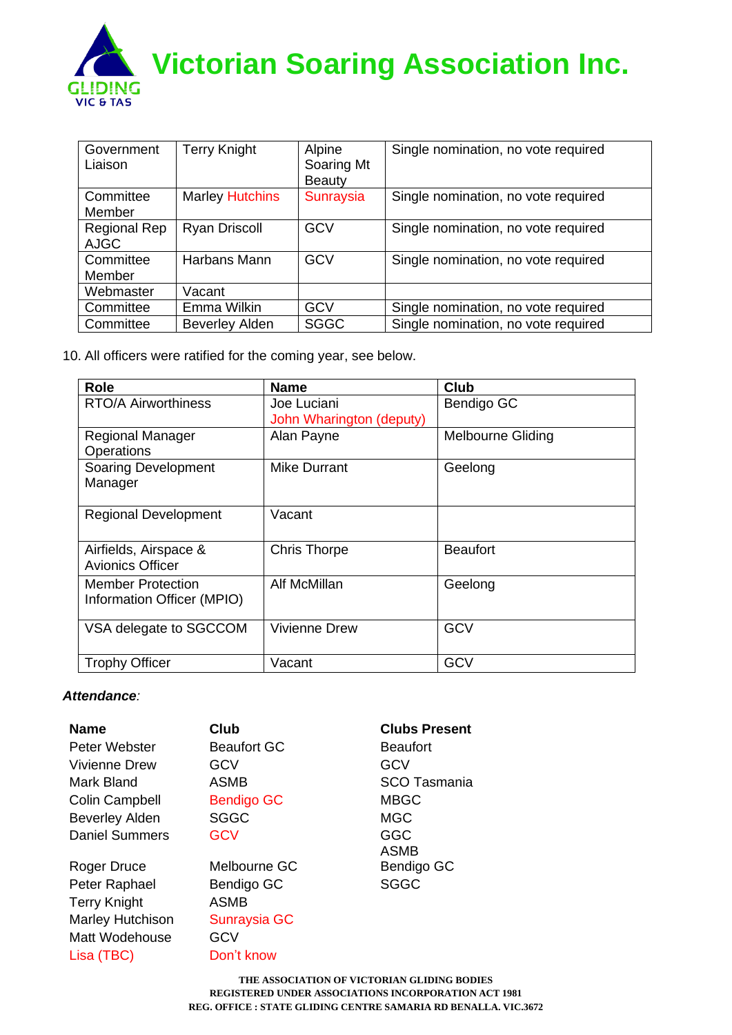| Government Liaison | Terry Knight | Alpine Soaring Mt Beauty | Single nomination, no vote required |
|---|---|---|---|
| Committee Member | Marley Hutchins | Sunraysia | Single nomination, no vote required |
| Regional Rep AJGC | Ryan Driscoll | GCV | Single nomination, no vote required |
| Committee Member | Harbans Mann | GCV | Single nomination, no vote required |
| Webmaster | Vacant | | |
| Committee | Emma Wilkin | GCV | Single nomination, no vote required |
| Committee | Beverley Alden | SGGC | Single nomination, no vote required |

10. All officers were ratified for the coming year, see below.

| Role | Name | Club |
|---|---|---|
| RTO/A Airworthiness | Joe Luciani<br>John Wharington (deputy) | Bendigo GC |
| Regional Manager Operations | Alan Payne | Melbourne Gliding |
| Soaring Development Manager | Mike Durrant | Geelong |
| Regional Development | Vacant | |
| Airfields, Airspace & Avionics Officer | Chris Thorpe | Beaufort |
| Member Protection Information Officer (MPIO) | Alf McMillan | Geelong |
| VSA delegate to SGCCOM | Vivienne Drew | GCV |
| Trophy Officer | Vacant | GCV |

***Attendance**:*

| Name | Club |
|---|---|
| Peter Webster | Beaufort GC |
| Vivienne Drew | GCV |
| Mark Bland | ASMB |
| Colin Campbell | Bendigo GC |
| Beverley Alden | SGGC |
| Daniel Summers | GCV |
| Roger Druce | Melbourne GC |
| Peter Raphael | Bendigo GC |
| Terry Knight | ASMB |
| Marley Hutchison | Sunraysia GC |
| Matt Wodehouse | GCV |
| Lisa (TBC) | Don't know |

**Clubs Present**

Beaufort
GCV
SCO Tasmania
MBGC
MGC
GGC
ASMB
Bendigo GC
SGGC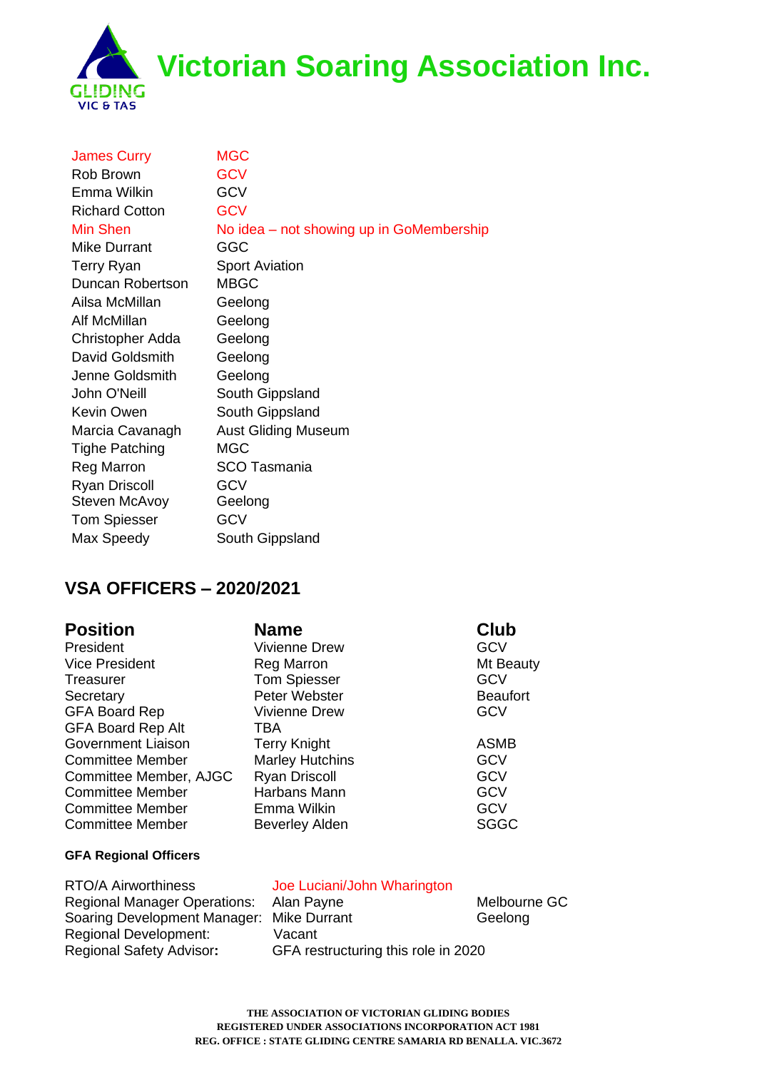# Victorian Soaring Association Inc.

| | |
|---|---|
| James Curry | MGC |
| Rob Brown | GCV |
| Emma Wilkin | GCV |
| Richard Cotton | GCV |
| Min Shen | No idea – not showing up in GoMembership |
| Mike Durrant | GGC |
| Terry Ryan | Sport Aviation |
| Duncan Robertson | MBGC |
| Ailsa McMillan | Geelong |
| Alf McMillan | Geelong |
| Christopher Adda | Geelong |
| David Goldsmith | Geelong |
| Jenne Goldsmith | Geelong |
| John O'Neill | South Gippsland |
| Kevin Owen | South Gippsland |
| Marcia Cavanagh | Aust Gliding Museum |
| Tighe Patching | MGC |
| Reg Marron | SCO Tasmania |
| Ryan Driscoll | GCV |
| Steven McAvoy | Geelong |
| Tom Spiesser | GCV |
| Max Speedy | South Gippsland |

## VSA OFFICERS – 2020/2021

| Position | Name | Club |
|---|---|---|
| President | Vivienne Drew | GCV |
| Vice President | Reg Marron | Mt Beauty |
| Treasurer | Tom Spiesser | GCV |
| Secretary | Peter Webster | Beaufort |
| GFA Board Rep | Vivienne Drew | GCV |
| GFA Board Rep Alt | TBA | |
| Government Liaison | Terry Knight | ASMB |
| Committee Member | Marley Hutchins | GCV |
| Committee Member, AJGC | Ryan Driscoll | GCV |
| Committee Member | Harbans Mann | GCV |
| Committee Member | Emma Wilkin | GCV |
| Committee Member | Beverley Alden | SGGC |

**GFA Regional Officers**

| | | |
|---|---|---|
| RTO/A Airworthiness | Joe Luciani/John Wharington | |
| Regional Manager Operations: | Alan Payne | Melbourne GC |
| Soaring Development Manager: | Mike Durrant | Geelong |
| Regional Development: | Vacant | |
| Regional Safety Advisor**:** | GFA restructuring this role in 2020 | |

**THE ASSOCIATION OF VICTORIAN GLIDING BODIES**
**REGISTERED UNDER ASSOCIATIONS INCORPORATION ACT 1981**
**REG. OFFICE : STATE GLIDING CENTRE SAMARIA RD BENALLA. VIC.3672**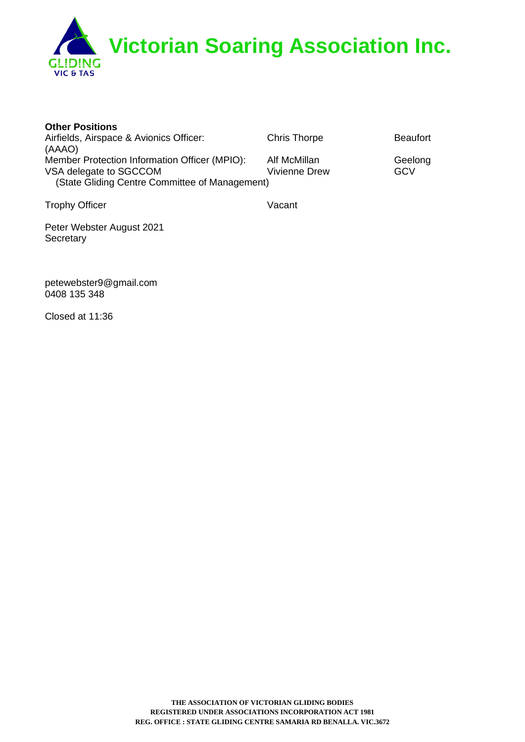# Victorian Soaring Association Inc.

**Other Positions**

| | | |
|---|---|---|
| Airfields, Airspace & Avionics Officer: (AAAO) | Chris Thorpe | Beaufort |
| Member Protection Information Officer (MPIO): | Alf McMillan | Geelong |
| VSA delegate to SGCCOM (State Gliding Centre Committee of Management) | Vivienne Drew | GCV |
| Trophy Officer | Vacant | |

Peter Webster August 2021
Secretary

petewebster9@gmail.com
0408 135 348

Closed at 11:36

**THE ASSOCIATION OF VICTORIAN GLIDING BODIES**
**REGISTERED UNDER ASSOCIATIONS INCORPORATION ACT 1981**
**REG. OFFICE : STATE GLIDING CENTRE SAMARIA RD BENALLA. VIC.3672**